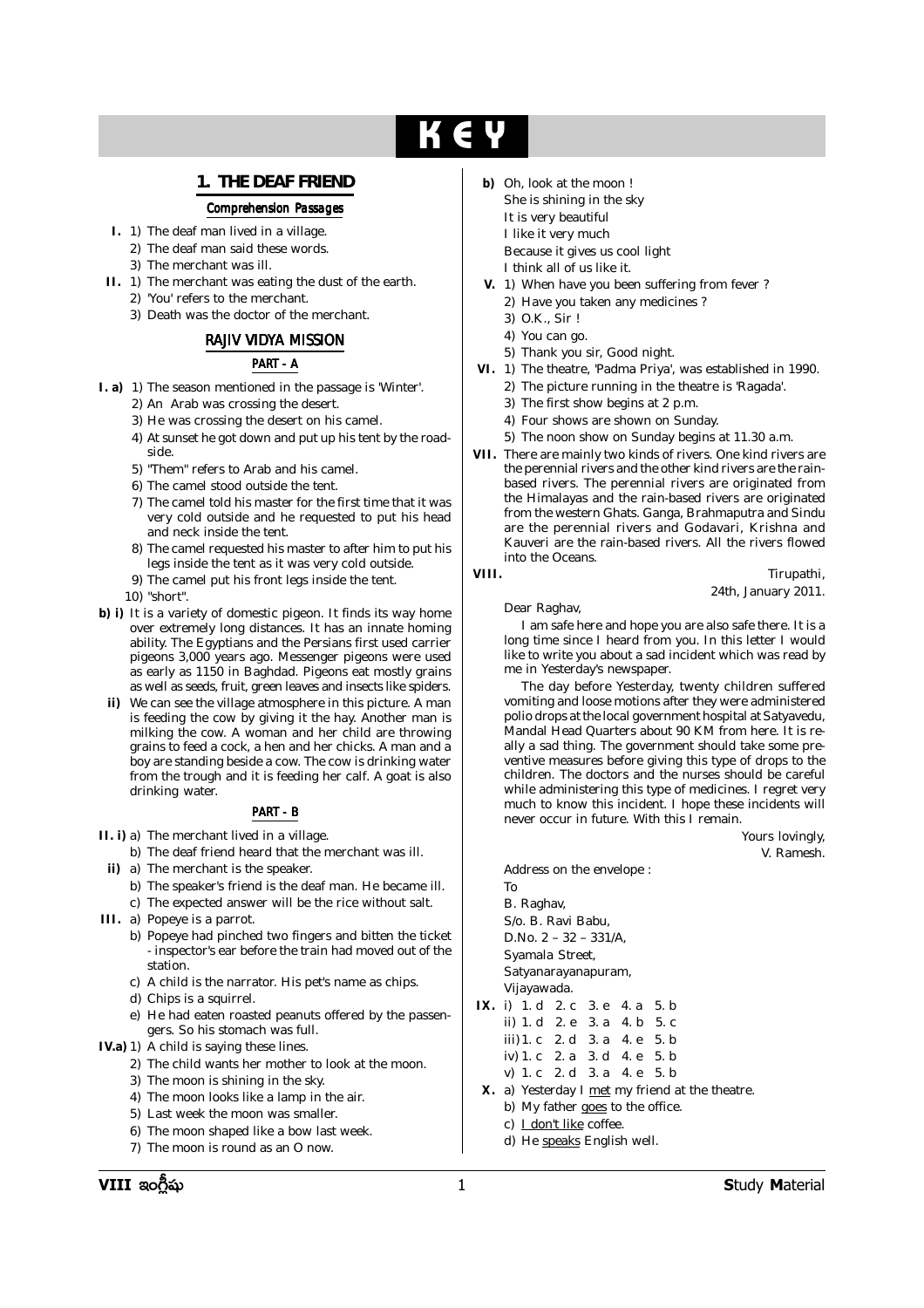# KEY

## 1. THE DEAF FRIEND

### Comprehension Passages

**I.** 1) The deaf man lived in a village.
2) The deaf man said these words.
3) The merchant was ill.

**II.** 1) The merchant was eating the dust of the earth.
2) 'You' refers to the merchant.
3) Death was the doctor of the merchant.

### RAJIV VIDYA MISSION

#### PART - A

**I. a)** 1) The season mentioned in the passage is 'Winter'.
2) An Arab was crossing the desert.
3) He was crossing the desert on his camel.
4) At sunset he got down and put up his tent by the roadside.
5) "Them" refers to Arab and his camel.
6) The camel stood outside the tent.
7) The camel told his master for the first time that it was very cold outside and he requested to put his head and neck inside the tent.
8) The camel requested his master to after him to put his legs inside the tent as it was very cold outside.
9) The camel put his front legs inside the tent.
10) "short".

**b) i)** It is a variety of domestic pigeon. It finds its way home over extremely long distances. It has an innate homing ability. The Egyptians and the Persians first used carrier pigeons 3,000 years ago. Messenger pigeons were used as early as 1150 in Baghdad. Pigeons eat mostly grains as well as seeds, fruit, green leaves and insects like spiders.

**ii)** We can see the village atmosphere in this picture. A man is feeding the cow by giving it the hay. Another man is milking the cow. A woman and her child are throwing grains to feed a cock, a hen and her chicks. A man and a boy are standing beside a cow. The cow is drinking water from the trough and it is feeding her calf. A goat is also drinking water.

#### PART - B

**II. i)** a) The merchant lived in a village.
b) The deaf friend heard that the merchant was ill.

**ii)** a) The merchant is the speaker.
b) The speaker's friend is the deaf man. He became ill.
c) The expected answer will be the rice without salt.

**III.** a) Popeye is a parrot.
b) Popeye had pinched two fingers and bitten the ticket - inspector's ear before the train had moved out of the station.
c) A child is the narrator. His pet's name as chips.
d) Chips is a squirrel.
e) He had eaten roasted peanuts offered by the passengers. So his stomach was full.

**IV.a)** 1) A child is saying these lines.
2) The child wants her mother to look at the moon.
3) The moon is shining in the sky.
4) The moon looks like a lamp in the air.
5) Last week the moon was smaller.
6) The moon shaped like a bow last week.
7) The moon is round as an O now.

**b)** Oh, look at the moon !
She is shining in the sky
It is very beautiful
I like it very much
Because it gives us cool light
I think all of us like it.

**V.** 1) When have you been suffering from fever ?
2) Have you taken any medicines ?
3) O.K., Sir !
4) You can go.
5) Thank you sir, Good night.

**VI.** 1) The theatre, 'Padma Priya', was established in 1990.
2) The picture running in the theatre is 'Ragada'.
3) The first show begins at 2 p.m.
4) Four shows are shown on Sunday.
5) The noon show on Sunday begins at 11.30 a.m.

**VII.** There are mainly two kinds of rivers. One kind rivers are the perennial rivers and the other kind rivers are the rain-based rivers. The perennial rivers are originated from the Himalayas and the rain-based rivers are originated from the western Ghats. Ganga, Brahmaputra and Sindu are the perennial rivers and Godavari, Krishna and Kauveri are the rain-based rivers. All the rivers flowed into the Oceans.

**VIII.**

Tirupathi,
24th, January 2011.

Dear Raghav,

I am safe here and hope you are also safe there. It is a long time since I heard from you. In this letter I would like to write you about a sad incident which was read by me in Yesterday's newspaper.

The day before Yesterday, twenty children suffered vomiting and loose motions after they were administered polio drops at the local government hospital at Satyavedu, Mandal Head Quarters about 90 KM from here. It is really a sad thing. The government should take some preventive measures before giving this type of drops to the children. The doctors and the nurses should be careful while administering this type of medicines. I regret very much to know this incident. I hope these incidents will never occur in future. With this I remain.

Yours lovingly,
V. Ramesh.

Address on the envelope :

To
B. Raghav,
S/o. B. Ravi Babu,
D.No. 2 – 32 – 331/A,
Syamala Street,
Satyanarayanapuram,
Vijayawada.

**IX.** i) 1. d 2. c 3. e 4. a 5. b
ii) 1. d 2. e 3. a 4. b 5. c
iii) 1. c 2. d 3. a 4. e 5. b
iv) 1. c 2. a 3. d 4. e 5. b
v) 1. c 2. d 3. a 4. e 5. b

**X.** a) Yesterday I <u>met</u> my friend at the theatre.
b) My father <u>goes</u> to the office.
c) <u>I don't like</u> coffee.
d) He <u>speaks</u> English well.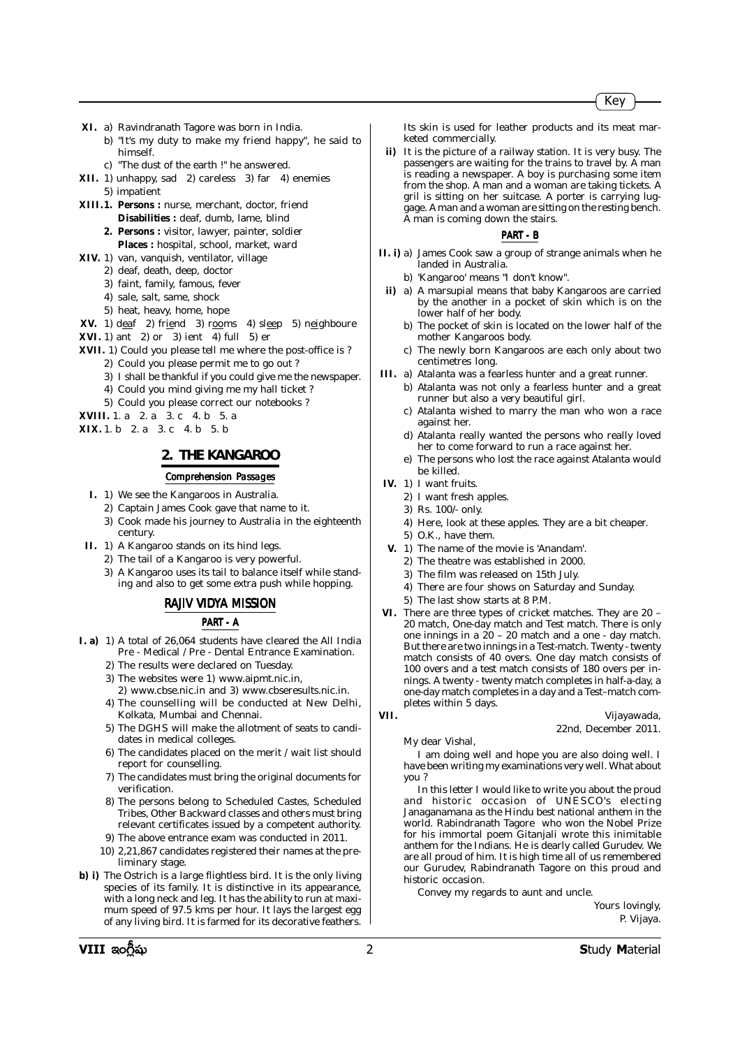**XI.** a) Ravindranath Tagore was born in India.

b) "It's my duty to make my friend happy", he said to himself.

c) "The dust of the earth !" he answered.

**XII.** 1) unhappy, sad 2) careless 3) far 4) enemies 5) impatient

**XIII.1. Persons :** nurse, merchant, doctor, friend
**Disabilities :** deaf, dumb, lame, blind

**2. Persons :** visitor, lawyer, painter, soldier
**Places :** hospital, school, market, ward

**XIV.** 1) van, vanquish, ventilator, village
2) deaf, death, deep, doctor
3) faint, family, famous, fever
4) sale, salt, same, shock
5) heat, heavy, home, hope

**XV.** 1) d<u>ea</u>f 2) fr<u>ie</u>nd 3) r<u>oo</u>ms 4) sl<u>ee</u>p 5) n<u>ei</u>ghboure

**XVI.** 1) ant 2) or 3) ient 4) full 5) er

**XVII.** 1) Could you please tell me where the post-office is ?
2) Could you please permit me to go out ?
3) I shall be thankful if you could give me the newspaper.
4) Could you mind giving me my hall ticket ?
5) Could you please correct our notebooks ?

**XVIII.** 1. a 2. a 3. c 4. b 5. a

**XIX.** 1. b 2. a 3. c 4. b 5. b

## 2. THE KANGAROO

### Comprehension Passages

**I.** 1) We see the Kangaroos in Australia.
2) Captain James Cook gave that name to it.
3) Cook made his journey to Australia in the eighteenth century.

**II.** 1) A Kangaroo stands on its hind legs.
2) The tail of a Kangaroo is very powerful.
3) A Kangaroo uses its tail to balance itself while standing and also to get some extra push while hopping.

### RAJIV VIDYA MISSION

### PART - A

**I. a)** 1) A total of 26,064 students have cleared the All India Pre - Medical / Pre - Dental Entrance Examination.
2) The results were declared on Tuesday.
3) The websites were 1) www.aipmt.nic.in, 2) www.cbse.nic.in and 3) www.cbseresults.nic.in.
4) The counselling will be conducted at New Delhi, Kolkata, Mumbai and Chennai.
5) The DGHS will make the allotment of seats to candidates in medical colleges.
6) The candidates placed on the merit / wait list should report for counselling.
7) The candidates must bring the original documents for verification.
8) The persons belong to Scheduled Castes, Scheduled Tribes, Other Backward classes and others must bring relevant certificates issued by a competent authority.
9) The above entrance exam was conducted in 2011.
10) 2,21,867 candidates registered their names at the preliminary stage.

**b) i)** The Ostrich is a large flightless bird. It is the only living species of its family. It is distinctive in its appearance, with a long neck and leg. It has the ability to run at maximum speed of 97.5 kms per hour. It lays the largest egg of any living bird. It is farmed for its decorative feathers. Its skin is used for leather products and its meat marketed commercially.

**ii)** It is the picture of a railway station. It is very busy. The passengers are waiting for the trains to travel by. A man is reading a newspaper. A boy is purchasing some item from the shop. A man and a woman are taking tickets. A gril is sitting on her suitcase. A porter is carrying luggage. A man and a woman are sitting on the resting bench. A man is coming down the stairs.

### PART - B

**II. i)** a) James Cook saw a group of strange animals when he landed in Australia.
b) 'Kangaroo' means "I don't know".

**ii)** a) A marsupial means that baby Kangaroos are carried by the another in a pocket of skin which is on the lower half of her body.
b) The pocket of skin is located on the lower half of the mother Kangaroos body.
c) The newly born Kangaroos are each only about two centimetres long.

**III.** a) Atalanta was a fearless hunter and a great runner.
b) Atalanta was not only a fearless hunter and a great runner but also a very beautiful girl.
c) Atalanta wished to marry the man who won a race against her.
d) Atalanta really wanted the persons who really loved her to come forward to run a race against her.
e) The persons who lost the race against Atalanta would be killed.

**IV.** 1) I want fruits.
2) I want fresh apples.
3) Rs. 100/- only.
4) Here, look at these apples. They are a bit cheaper.
5) O.K., have them.

**V.** 1) The name of the movie is 'Anandam'.
2) The theatre was established in 2000.
3) The film was released on 15th July.
4) There are four shows on Saturday and Sunday.
5) The last show starts at 8 P.M.

**VI.** There are three types of cricket matches. They are 20 – 20 match, One-day match and Test match. There is only one innings in a 20 – 20 match and a one - day match. But there are two innings in a Test-match. Twenty - twenty match consists of 40 overs. One day match consists of 100 overs and a test match consists of 180 overs per innings. A twenty - twenty match completes in half-a-day, a one-day match completes in a day and a Test–match completes within 5 days.

**VII.**

Vijayawada,
22nd, December 2011.

My dear Vishal,

I am doing well and hope you are also doing well. I have been writing my examinations very well. What about you ?

In this letter I would like to write you about the proud and historic occasion of UNESCO's electing Janaganamana as the Hindu best national anthem in the world. Rabindranath Tagore who won the Nobel Prize for his immortal poem Gitanjali wrote this inimitable anthem for the Indians. He is dearly called Gurudev. We are all proud of him. It is high time all of us remembered our Gurudev, Rabindranath Tagore on this proud and historic occasion.

Convey my regards to aunt and uncle.

Yours lovingly,
P. Vijaya.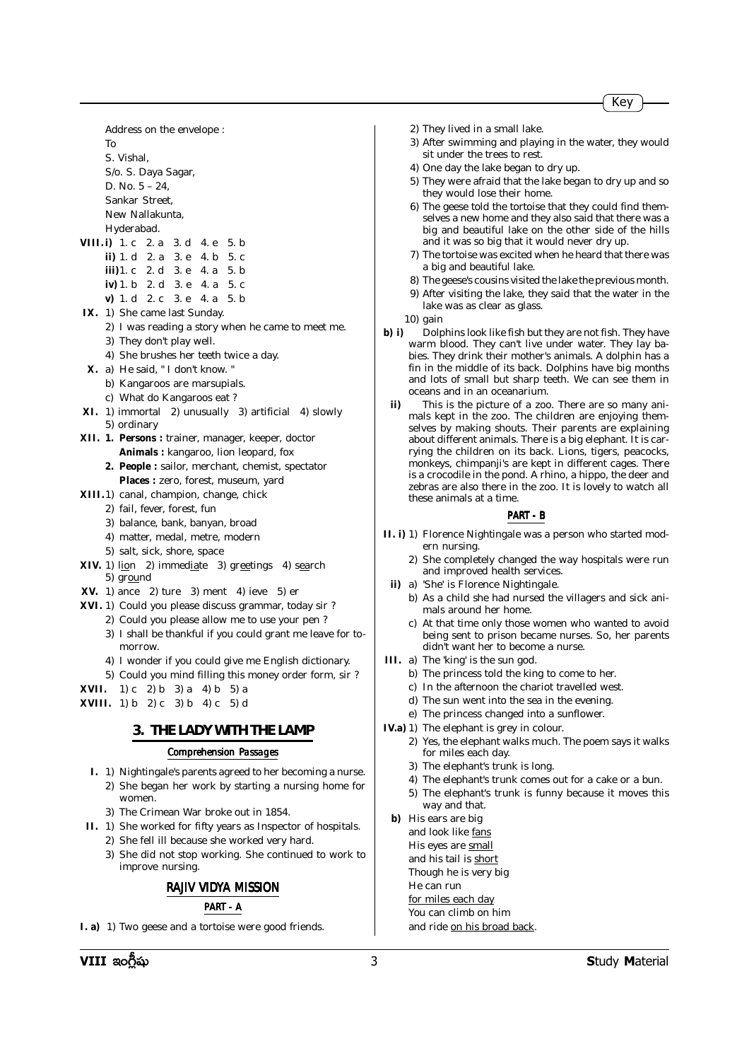Address on the envelope :

To
S. Vishal,
S/o. S. Daya Sagar,
D. No. 5 – 24,
Sankar Street,
New Nallakunta,
Hyderabad.

**VIII.i)** 1. c 2. a 3. d 4. e 5. b
**ii)** 1. d 2. a 3. e 4. b 5. c
**iii)** 1. c 2. d 3. e 4. a 5. b
**iv)** 1. b 2. d 3. e 4. a 5. c
**v)** 1. d 2. c 3. e 4. a 5. b

**IX.** 1) She came last Sunday.
2) I was reading a story when he came to meet me.
3) They don't play well.
4) She brushes her teeth twice a day.

**X.** a) He said, " I don't know. "
b) Kangaroos are marsupials.
c) What do Kangaroos eat ?

**XI.** 1) immortal 2) unusually 3) artificial 4) slowly 5) ordinary

**XII. 1. Persons :** trainer, manager, keeper, doctor
**Animals :** kangaroo, lion leopard, fox
**2. People :** sailor, merchant, chemist, spectator
**Places :** zero, forest, museum, yard

**XIII.** 1) canal, champion, change, chick
2) fail, fever, forest, fun
3) balance, bank, banyan, broad
4) matter, medal, metre, modern
5) salt, sick, shore, space

**XIV.** 1) l<u>io</u>n 2) immed<u>ia</u>te 3) gr<u>ee</u>tings 4) s<u>ea</u>rch 5) gr<u>ou</u>nd

**XV.** 1) ance 2) ture 3) ment 4) ieve 5) er

**XVI.** 1) Could you please discuss grammar, today sir ?
2) Could you please allow me to use your pen ?
3) I shall be thankful if you could grant me leave for tomorrow.
4) I wonder if you could give me English dictionary.
5) Could you mind filling this money order form, sir ?

**XVII.** 1) c 2) b 3) a 4) b 5) a

**XVIII.** 1) b 2) c 3) b 4) c 5) d

## 3. THE LADY WITH THE LAMP

### Comprehension Passages

**I.** 1) Nightingale's parents agreed to her becoming a nurse.
2) She began her work by starting a nursing home for women.
3) The Crimean War broke out in 1854.

**II.** 1) She worked for fifty years as Inspector of hospitals.
2) She fell ill because she worked very hard.
3) She did not stop working. She continued to work to improve nursing.

### RAJIV VIDYA MISSION

#### PART - A

**I. a)** 1) Two geese and a tortoise were good friends.
2) They lived in a small lake.
3) After swimming and playing in the water, they would sit under the trees to rest.
4) One day the lake began to dry up.
5) They were afraid that the lake began to dry up and so they would lose their home.
6) The geese told the tortoise that they could find themselves a new home and they also said that there was a big and beautiful lake on the other side of the hills and it was so big that it would never dry up.
7) The tortoise was excited when he heard that there was a big and beautiful lake.
8) The geese's cousins visited the lake the previous month.
9) After visiting the lake, they said that the water in the lake was as clear as glass.
10) gain

**b) i)** Dolphins look like fish but they are not fish. They have warm blood. They can't live under water. They lay babies. They drink their mother's animals. A dolphin has a fin in the middle of its back. Dolphins have big months and lots of small but sharp teeth. We can see them in oceans and in an oceanarium.

**ii)** This is the picture of a zoo. There are so many animals kept in the zoo. The children are enjoying themselves by making shouts. Their parents are explaining about different animals. There is a big elephant. It is carrying the children on its back. Lions, tigers, peacocks, monkeys, chimpanji's are kept in different cages. There is a crocodile in the pond. A rhino, a hippo, the deer and zebras are also there in the zoo. It is lovely to watch all these animals at a time.

#### PART - B

**II. i)** 1) Florence Nightingale was a person who started modern nursing.
2) She completely changed the way hospitals were run and improved health services.

**ii)** a) 'She' is Florence Nightingale.
b) As a child she had nursed the villagers and sick animals around her home.
c) At that time only those women who wanted to avoid being sent to prison became nurses. So, her parents didn't want her to become a nurse.

**III.** a) The 'king' is the sun god.
b) The princess told the king to come to her.
c) In the afternoon the chariot travelled west.
d) The sun went into the sea in the evening.
e) The princess changed into a sunflower.

**IV.a)** 1) The elephant is grey in colour.
2) Yes, the elephant walks much. The poem says it walks for miles each day.
3) The elephant's trunk is long.
4) The elephant's trunk comes out for a cake or a bun.
5) The elephant's trunk is funny because it moves this way and that.

**b)** His ears are big
and look like <u>fans</u>
His eyes are <u>small</u>
and his tail is <u>short</u>
Though he is very big
He can run
<u>for miles each day</u>
You can climb on him
and ride <u>on his broad back</u>.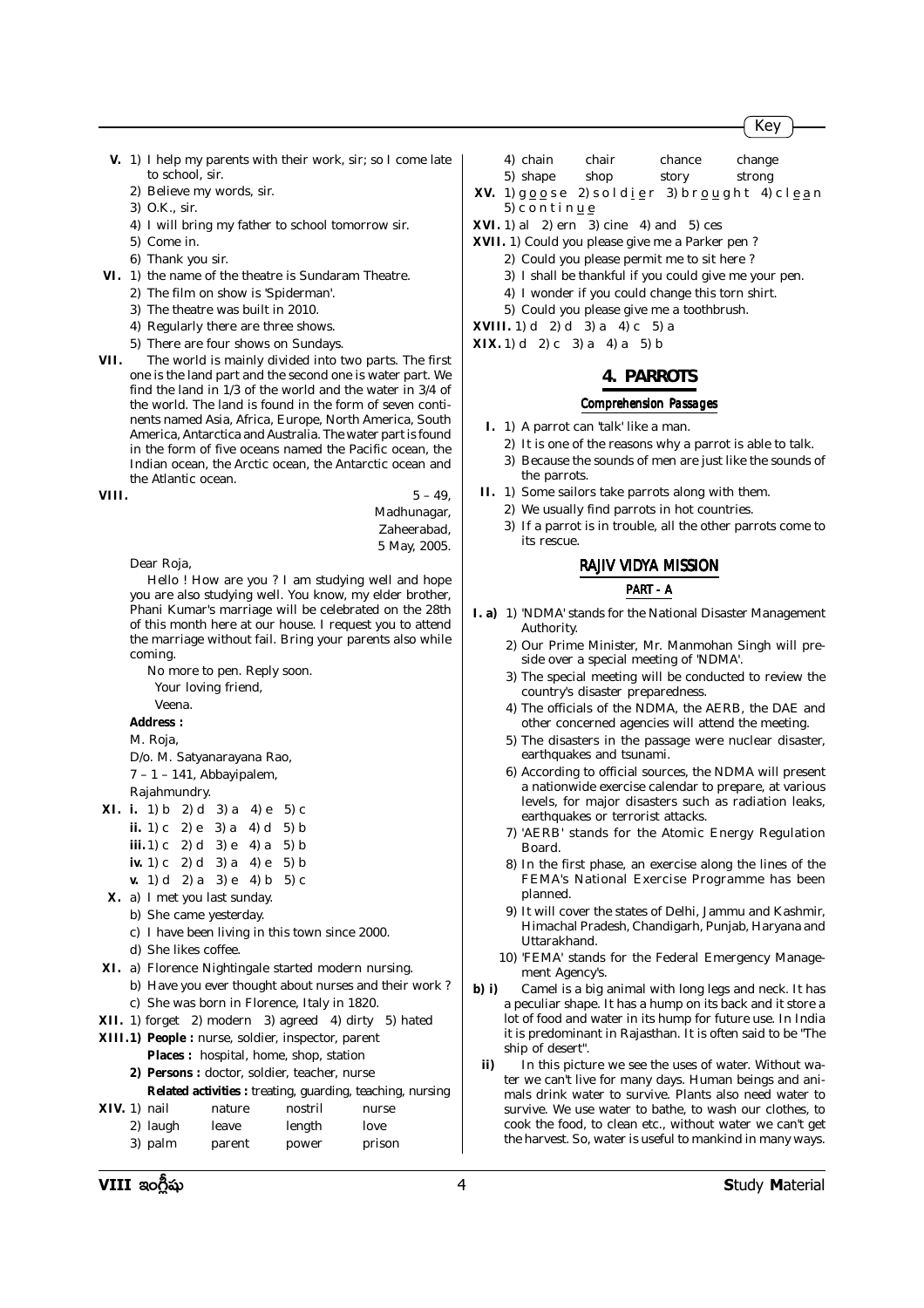**V.** 1) I help my parents with their work, sir; so I come late to school, sir.
2) Believe my words, sir.
3) O.K., sir.
4) I will bring my father to school tomorrow sir.
5) Come in.
6) Thank you sir.

**VI.** 1) the name of the theatre is Sundaram Theatre.
2) The film on show is 'Spiderman'.
3) The theatre was built in 2010.
4) Regularly there are three shows.
5) There are four shows on Sundays.

**VII.** The world is mainly divided into two parts. The first one is the land part and the second one is water part. We find the land in 1/3 of the world and the water in 3/4 of the world. The land is found in the form of seven continents named Asia, Africa, Europe, North America, South America, Antarctica and Australia. The water part is found in the form of five oceans named the Pacific ocean, the Indian ocean, the Arctic ocean, the Antarctic ocean and the Atlantic ocean.

**VIII.**

5 – 49,
Madhunagar,
Zaheerabad,
5 May, 2005.

Dear Roja,

Hello ! How are you ? I am studying well and hope you are also studying well. You know, my elder brother, Phani Kumar's marriage will be celebrated on the 28th of this month here at our house. I request you to attend the marriage without fail. Bring your parents also while coming.

No more to pen. Reply soon.

Your loving friend,

Veena.

**Address :**

M. Roja,
D/o. M. Satyanarayana Rao,
7 – 1 – 141, Abbayipalem,
Rajahmundry.

**XI.** **i.** 1) b 2) d 3) a 4) e 5) c
**ii.** 1) c 2) e 3) a 4) d 5) b
**iii.** 1) c 2) d 3) e 4) a 5) b
**iv.** 1) c 2) d 3) a 4) e 5) b
**v.** 1) d 2) a 3) e 4) b 5) c

**X.** a) I met you last sunday.
b) She came yesterday.
c) I have been living in this town since 2000.
d) She likes coffee.

**XI.** a) Florence Nightingale started modern nursing.
b) Have you ever thought about nurses and their work ?
c) She was born in Florence, Italy in 1820.

**XII.** 1) forget 2) modern 3) agreed 4) dirty 5) hated

**XIII.** **1) People :** nurse, soldier, inspector, parent
**Places :** hospital, home, shop, station
**2) Persons :** doctor, soldier, teacher, nurse
**Related activities :** treating, guarding, teaching, nursing

**XIV.**

| | | | | |
|---|---|---|---|---|
| 1) nail | nature | nostril | nurse | |
| 2) laugh | leave | length | love | |
| 3) palm | parent | power | prison | |
| 4) chain | chair | chance | change | |
| 5) shape | shop | story | strong | |

**XV.** 1) g <u>o</u> <u>o</u> s e 2) s o l d <u>i</u> <u>e</u> r 3) b r <u>o</u> <u>u</u> g h t 4) c l <u>e</u> <u>a</u> n 5) c o n t i n <u>u</u> <u>e</u>

**XVI.** 1) al 2) ern 3) cine 4) and 5) ces

**XVII.** 1) Could you please give me a Parker pen ?
2) Could you please permit me to sit here ?
3) I shall be thankful if you could give me your pen.
4) I wonder if you could change this torn shirt.
5) Could you please give me a toothbrush.

**XVIII.** 1) d 2) d 3) a 4) c 5) a

**XIX.** 1) d 2) c 3) a 4) a 5) b

## 4. PARROTS

### Comprehension Passages

**I.** 1) A parrot can 'talk' like a man.
2) It is one of the reasons why a parrot is able to talk.
3) Because the sounds of men are just like the sounds of the parrots.

**II.** 1) Some sailors take parrots along with them.
2) We usually find parrots in hot countries.
3) If a parrot is in trouble, all the other parrots come to its rescue.

### RAJIV VIDYA MISSION

#### PART - A

**I. a)** 1) 'NDMA' stands for the National Disaster Management Authority.
2) Our Prime Minister, Mr. Manmohan Singh will preside over a special meeting of 'NDMA'.
3) The special meeting will be conducted to review the country's disaster preparedness.
4) The officials of the NDMA, the AERB, the DAE and other concerned agencies will attend the meeting.
5) The disasters in the passage were nuclear disaster, earthquakes and tsunami.
6) According to official sources, the NDMA will present a nationwide exercise calendar to prepare, at various levels, for major disasters such as radiation leaks, earthquakes or terrorist attacks.
7) 'AERB' stands for the Atomic Energy Regulation Board.
8) In the first phase, an exercise along the lines of the FEMA's National Exercise Programme has been planned.
9) It will cover the states of Delhi, Jammu and Kashmir, Himachal Pradesh, Chandigarh, Punjab, Haryana and Uttarakhand.
10) 'FEMA' stands for the Federal Emergency Management Agency's.

**b) i)** Camel is a big animal with long legs and neck. It has a peculiar shape. It has a hump on its back and it store a lot of food and water in its hump for future use. In India it is predominant in Rajasthan. It is often said to be "The ship of desert".

**ii)** In this picture we see the uses of water. Without water we can't live for many days. Human beings and animals drink water to survive. Plants also need water to survive. We use water to bathe, to wash our clothes, to cook the food, to clean etc., without water we can't get the harvest. So, water is useful to mankind in many ways.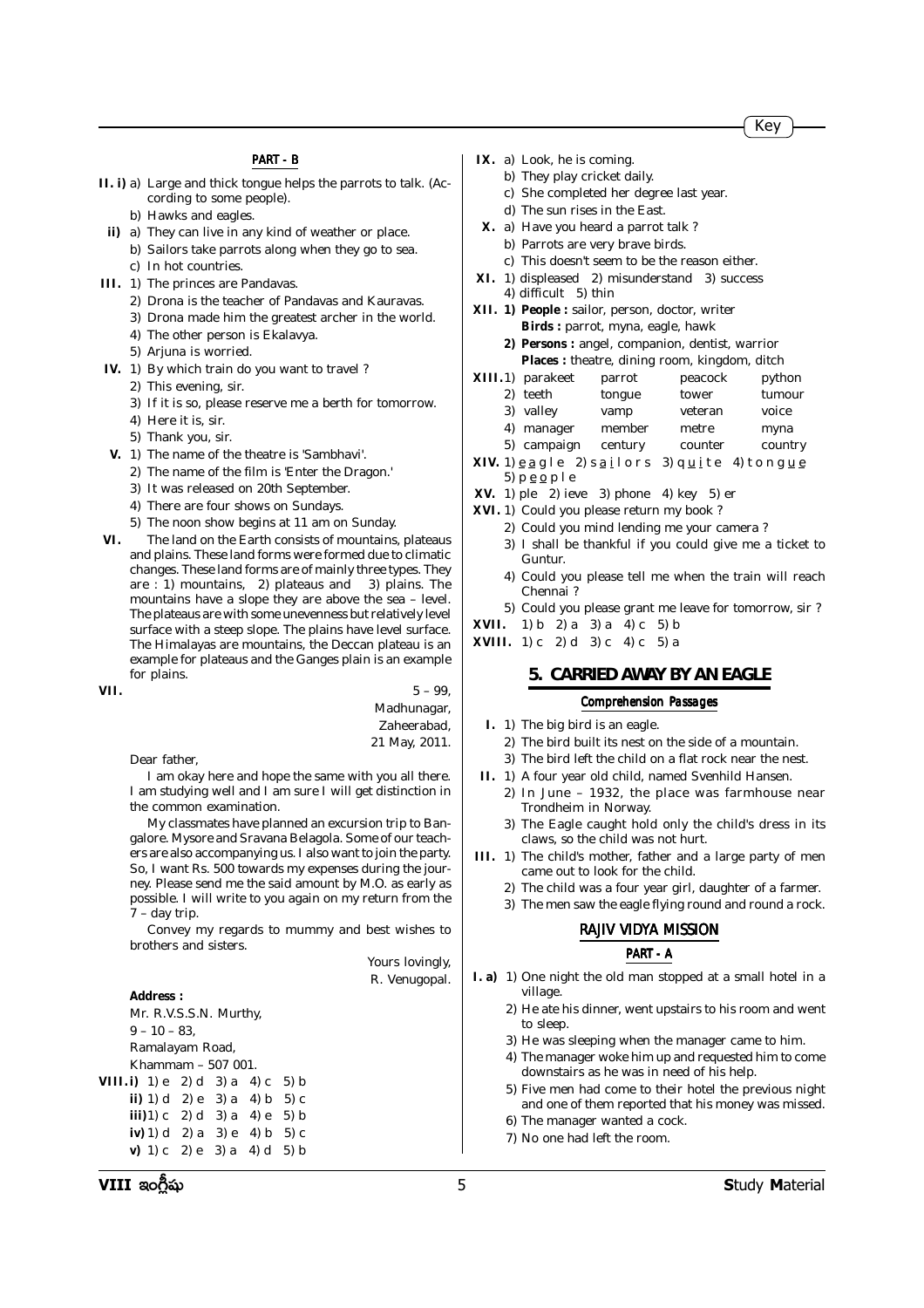## PART - B

**II. i)** a) Large and thick tongue helps the parrots to talk. (According to some people).

b) Hawks and eagles.

**ii)** a) They can live in any kind of weather or place.

b) Sailors take parrots along when they go to sea.

c) In hot countries.

**III.** 1) The princes are Pandavas.

2) Drona is the teacher of Pandavas and Kauravas.

3) Drona made him the greatest archer in the world.

4) The other person is Ekalavya.

5) Arjuna is worried.

**IV.** 1) By which train do you want to travel ?

2) This evening, sir.

3) If it is so, please reserve me a berth for tomorrow.

4) Here it is, sir.

5) Thank you, sir.

**V.** 1) The name of the theatre is 'Sambhavi'.

2) The name of the film is 'Enter the Dragon.'

3) It was released on 20th September.

4) There are four shows on Sundays.

5) The noon show begins at 11 am on Sunday.

**VI.** The land on the Earth consists of mountains, plateaus and plains. These land forms were formed due to climatic changes. These land forms are of mainly three types. They are : 1) mountains, 2) plateaus and 3) plains. The mountains have a slope they are above the sea – level. The plateaus are with some unevenness but relatively level surface with a steep slope. The plains have level surface. The Himalayas are mountains, the Deccan plateau is an example for plateaus and the Ganges plain is an example for plains.

**VII.**

5 – 99,
Madhunagar,
Zaheerabad,
21 May, 2011.

Dear father,

I am okay here and hope the same with you all there. I am studying well and I am sure I will get distinction in the common examination.

My classmates have planned an excursion trip to Bangalore. Mysore and Sravana Belagola. Some of our teachers are also accompanying us. I also want to join the party. So, I want Rs. 500 towards my expenses during the journey. Please send me the said amount by M.O. as early as possible. I will write to you again on my return from the 7 – day trip.

Convey my regards to mummy and best wishes to brothers and sisters.

Yours lovingly,
R. Venugopal.

**Address :**
Mr. R.V.S.S.N. Murthy,
9 – 10 – 83,
Ramalayam Road,
Khammam – 507 001.

**VIII. i)** 1) e 2) d 3) a 4) c 5) b
**ii)** 1) d 2) e 3) a 4) b 5) c
**iii)** 1) c 2) d 3) a 4) e 5) b
**iv)** 1) d 2) a 3) e 4) b 5) c
**v)** 1) c 2) e 3) a 4) d 5) b

**IX.** a) Look, he is coming.

b) They play cricket daily.

c) She completed her degree last year.

d) The sun rises in the East.

**X.** a) Have you heard a parrot talk ?

b) Parrots are very brave birds.

c) This doesn't seem to be the reason either.

**XI.** 1) displeased 2) misunderstand 3) success 4) difficult 5) thin

**XII. 1) People :** sailor, person, doctor, writer
**Birds :** parrot, myna, eagle, hawk
**2) Persons :** angel, companion, dentist, warrior
**Places :** theatre, dining room, kingdom, ditch

**XIII.**

| | | | | |
|---|---|---|---|---|
| 1) | parakeet | parrot | peacock | python |
| 2) | teeth | tongue | tower | tumour |
| 3) | valley | vamp | veteran | voice |
| 4) | manager | member | metre | myna |
| 5) | campaign | century | counter | country |

**XIV.** 1) e a g l e 2) s a i l o r s 3) q u i t e 4) t o n g u e 5) p e o p l e

**XV.** 1) ple 2) ieve 3) phone 4) key 5) er

**XVI.** 1) Could you please return my book ?

2) Could you mind lending me your camera ?

3) I shall be thankful if you could give me a ticket to Guntur.

4) Could you please tell me when the train will reach Chennai ?

5) Could you please grant me leave for tomorrow, sir ?

**XVII.** 1) b 2) a 3) a 4) c 5) b

**XVIII.** 1) c 2) d 3) c 4) c 5) a

## 5. CARRIED AWAY BY AN EAGLE

### Comprehension Passages

**I.** 1) The big bird is an eagle.

2) The bird built its nest on the side of a mountain.

3) The bird left the child on a flat rock near the nest.

**II.** 1) A four year old child, named Svenhild Hansen.

2) In June – 1932, the place was farmhouse near Trondheim in Norway.

3) The Eagle caught hold only the child's dress in its claws, so the child was not hurt.

**III.** 1) The child's mother, father and a large party of men came out to look for the child.

2) The child was a four year girl, daughter of a farmer.

3) The men saw the eagle flying round and round a rock.

### RAJIV VIDYA MISSION

#### PART - A

**I. a)** 1) One night the old man stopped at a small hotel in a village.

2) He ate his dinner, went upstairs to his room and went to sleep.

3) He was sleeping when the manager came to him.

4) The manager woke him up and requested him to come downstairs as he was in need of his help.

5) Five men had come to their hotel the previous night and one of them reported that his money was missed.

6) The manager wanted a cock.

7) No one had left the room.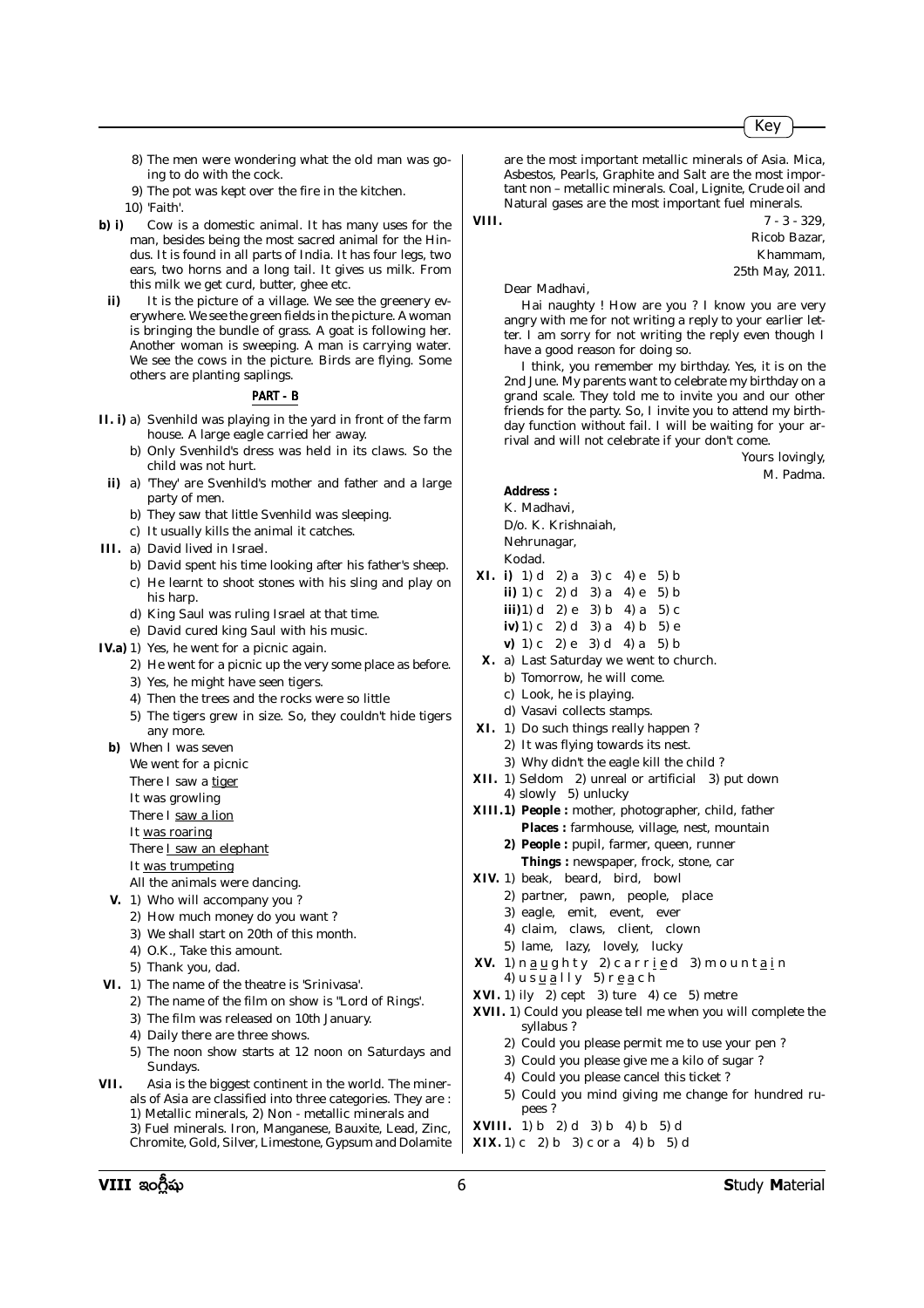8) The men were wondering what the old man was going to do with the cock.
9) The pot was kept over the fire in the kitchen.
10) 'Faith'.

**b) i)** Cow is a domestic animal. It has many uses for the man, besides being the most sacred animal for the Hindus. It is found in all parts of India. It has four legs, two ears, two horns and a long tail. It gives us milk. From this milk we get curd, butter, ghee etc.

**ii)** It is the picture of a village. We see the greenery everywhere. We see the green fields in the picture. A woman is bringing the bundle of grass. A goat is following her. Another woman is sweeping. A man is carrying water. We see the cows in the picture. Birds are flying. Some others are planting saplings.

## PART - B

**II. i)** a) Svenhild was playing in the yard in front of the farm house. A large eagle carried her away.
b) Only Svenhild's dress was held in its claws. So the child was not hurt.

**ii)** a) 'They' are Svenhild's mother and father and a large party of men.
b) They saw that little Svenhild was sleeping.
c) It usually kills the animal it catches.

**III.** a) David lived in Israel.
b) David spent his time looking after his father's sheep.
c) He learnt to shoot stones with his sling and play on his harp.
d) King Saul was ruling Israel at that time.
e) David cured king Saul with his music.

**IV.a)** 1) Yes, he went for a picnic again.
2) He went for a picnic up the very some place as before.
3) Yes, he might have seen tigers.
4) Then the trees and the rocks were so little
5) The tigers grew in size. So, they couldn't hide tigers any more.

**b)** When I was seven
We went for a picnic
There I saw a <u>tiger</u>
It was growling
There I <u>saw a lion</u>
It <u>was roaring</u>
There <u>I saw an elephant</u>
It <u>was trumpeting</u>
All the animals were dancing.

**V.** 1) Who will accompany you ?
2) How much money do you want ?
3) We shall start on 20th of this month.
4) O.K., Take this amount.
5) Thank you, dad.

**VI.** 1) The name of the theatre is 'Srinivasa'.
2) The name of the film on show is "Lord of Rings'.
3) The film was released on 10th January.
4) Daily there are three shows.
5) The noon show starts at 12 noon on Saturdays and Sundays.

**VII.** Asia is the biggest continent in the world. The minerals of Asia are classified into three categories. They are : 1) Metallic minerals, 2) Non - metallic minerals and 3) Fuel minerals. Iron, Manganese, Bauxite, Lead, Zinc, Chromite, Gold, Silver, Limestone, Gypsum and Dolamite are the most important metallic minerals of Asia. Mica, Asbestos, Pearls, Graphite and Salt are the most important non – metallic minerals. Coal, Lignite, Crude oil and Natural gases are the most important fuel minerals.

**VIII.**

7 - 3 - 329,
Ricob Bazar,
Khammam,
25th May, 2011.

Dear Madhavi,

Hai naughty ! How are you ? I know you are very angry with me for not writing a reply to your earlier letter. I am sorry for not writing the reply even though I have a good reason for doing so.

I think, you remember my birthday. Yes, it is on the 2nd June. My parents want to celebrate my birthday on a grand scale. They told me to invite you and our other friends for the party. So, I invite you to attend my birthday function without fail. I will be waiting for your arrival and will not celebrate if your don't come.

Yours lovingly,
M. Padma.

**Address :**
K. Madhavi,
D/o. K. Krishnaiah,
Nehrunagar,
Kodad.

**XI. i)** 1) d 2) a 3) c 4) e 5) b
**ii)** 1) c 2) d 3) a 4) e 5) b
**iii)** 1) d 2) e 3) b 4) a 5) c
**iv)** 1) c 2) d 3) a 4) b 5) e
**v)** 1) c 2) e 3) d 4) a 5) b

**X.** a) Last Saturday we went to church.
b) Tomorrow, he will come.
c) Look, he is playing.
d) Vasavi collects stamps.

**XI.** 1) Do such things really happen ?
2) It was flying towards its nest.
3) Why didn't the eagle kill the child ?

**XII.** 1) Seldom 2) unreal or artificial 3) put down 4) slowly 5) unlucky

**XIII.1) People :** mother, photographer, child, father
**Places :** farmhouse, village, nest, mountain
**2) People :** pupil, farmer, queen, runner
**Things :** newspaper, frock, stone, car

**XIV.** 1) beak, beard, bird, bowl
2) partner, pawn, people, place
3) eagle, emit, event, ever
4) claim, claws, client, clown
5) lame, lazy, lovely, lucky

**XV.** 1) n <u>a</u> <u>u</u> g h t y 2) c a r r <u>i</u> <u>e</u> d 3) m o u n t <u>a</u> <u>i</u> n 4) u s <u>u</u> <u>a</u> l l y 5) r <u>e</u> <u>a</u> c h

**XVI.** 1) ily 2) cept 3) ture 4) ce 5) metre

**XVII.** 1) Could you please tell me when you will complete the syllabus ?
2) Could you please permit me to use your pen ?
3) Could you please give me a kilo of sugar ?
4) Could you please cancel this ticket ?
5) Could you mind giving me change for hundred rupees ?

**XVIII.** 1) b 2) d 3) b 4) b 5) d

**XIX.** 1) c 2) b 3) c or a 4) b 5) d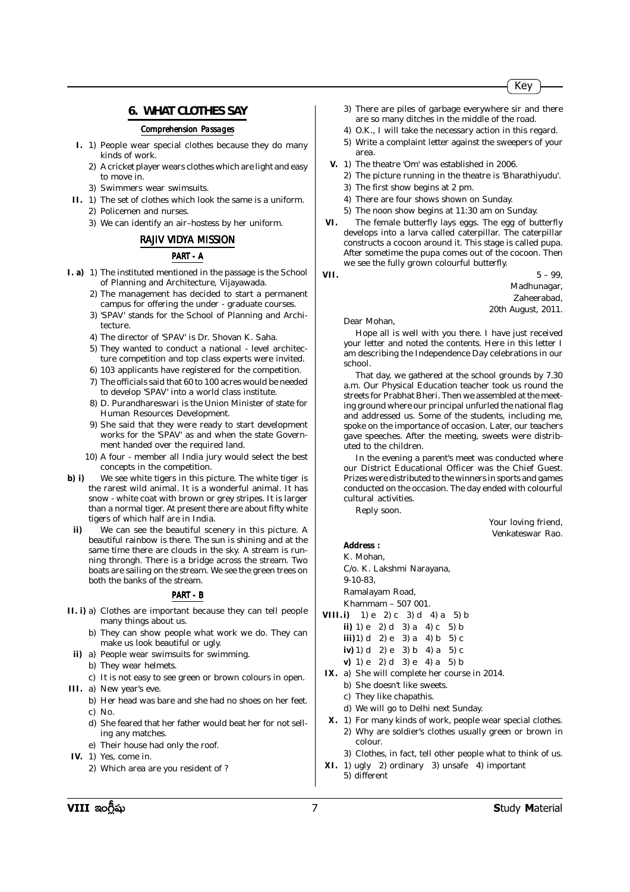## 6. WHAT CLOTHES SAY

### Comprehension Passages

**I.** 1) People wear special clothes because they do many kinds of work.

2) A cricket player wears clothes which are light and easy to move in.

3) Swimmers wear swimsuits.

**II.** 1) The set of clothes which look the same is a uniform.

2) Policemen and nurses.

3) We can identify an air–hostess by her uniform.

### RAJIV VIDYA MISSION

#### PART - A

**I. a)** 1) The instituted mentioned in the passage is the School of Planning and Architecture, Vijayawada.

2) The management has decided to start a permanent campus for offering the under - graduate courses.

3) 'SPAV' stands for the School of Planning and Architecture.

4) The director of 'SPAV' is Dr. Shovan K. Saha.

5) They wanted to conduct a national - level architecture competition and top class experts were invited.

6) 103 applicants have registered for the competition.

7) The officials said that 60 to 100 acres would be needed to develop 'SPAV' into a world class institute.

8) D. Purandhareswari is the Union Minister of state for Human Resources Development.

9) She said that they were ready to start development works for the 'SPAV' as and when the state Government handed over the required land.

10) A four - member all India jury would select the best concepts in the competition.

**b) i)** We see white tigers in this picture. The white tiger is the rarest wild animal. It is a wonderful animal. It has snow - white coat with brown or grey stripes. It is larger than a normal tiger. At present there are about fifty white tigers of which half are in India.

**ii)** We can see the beautiful scenery in this picture. A beautiful rainbow is there. The sun is shining and at the same time there are clouds in the sky. A stream is running throngh. There is a bridge across the stream. Two boats are sailing on the stream. We see the green trees on both the banks of the stream.

#### PART - B

**II. i)** a) Clothes are important because they can tell people many things about us.

b) They can show people what work we do. They can make us look beautiful or ugly.

**ii)** a) People wear swimsuits for swimming.

b) They wear helmets.

c) It is not easy to see green or brown colours in open.

**III.** a) New year's eve.

b) Her head was bare and she had no shoes on her feet.

c) No.

d) She feared that her father would beat her for not selling any matches.

e) Their house had only the roof.

**IV.** 1) Yes, come in.

2) Which area are you resident of ?

3) There are piles of garbage everywhere sir and there are so many ditches in the middle of the road.

4) O.K., I will take the necessary action in this regard.

5) Write a complaint letter against the sweepers of your area.

**V.** 1) The theatre 'Om' was established in 2006.

2) The picture running in the theatre is 'Bharathiyudu'.

3) The first show begins at 2 pm.

4) There are four shows shown on Sunday.

5) The noon show begins at 11:30 am on Sunday.

**VI.** The female butterfly lays eggs. The egg of butterfly develops into a larva called caterpillar. The caterpillar constructs a cocoon around it. This stage is called pupa. After sometime the pupa comes out of the cocoon. Then we see the fully grown colourful butterfly.

**VII.**

5 – 99,
Madhunagar,
Zaheerabad,
20th August, 2011.

Dear Mohan,

Hope all is well with you there. I have just received your letter and noted the contents. Here in this letter I am describing the Independence Day celebrations in our school.

That day, we gathered at the school grounds by 7.30 a.m. Our Physical Education teacher took us round the streets for Prabhat Bheri. Then we assembled at the meeting ground where our principal unfurled the national flag and addressed us. Some of the students, including me, spoke on the importance of occasion. Later, our teachers gave speeches. After the meeting, sweets were distributed to the children.

In the evening a parent's meet was conducted where our District Educational Officer was the Chief Guest. Prizes were distributed to the winners in sports and games conducted on the occasion. The day ended with colourful cultural activities.

Reply soon.

Your loving friend,
Venkateswar Rao.

**Address :**

K. Mohan,
C/o. K. Lakshmi Narayana,
9-10-83,
Ramalayam Road,
Khammam – 507 001.

**VIII. i)** 1) e 2) c 3) d 4) a 5) b

**ii)** 1) e 2) d 3) a 4) c 5) b

**iii)** 1) d 2) e 3) a 4) b 5) c

**iv)** 1) d 2) e 3) b 4) a 5) c

**v)** 1) e 2) d 3) e 4) a 5) b

**IX.** a) She will complete her course in 2014.

b) She doesn't like sweets.

c) They like chapathis.

d) We will go to Delhi next Sunday.

**X.** 1) For many kinds of work, people wear special clothes.

2) Why are soldier's clothes usually green or brown in colour.

3) Clothes, in fact, tell other people what to think of us.

**XI.** 1) ugly 2) ordinary 3) unsafe 4) important 5) different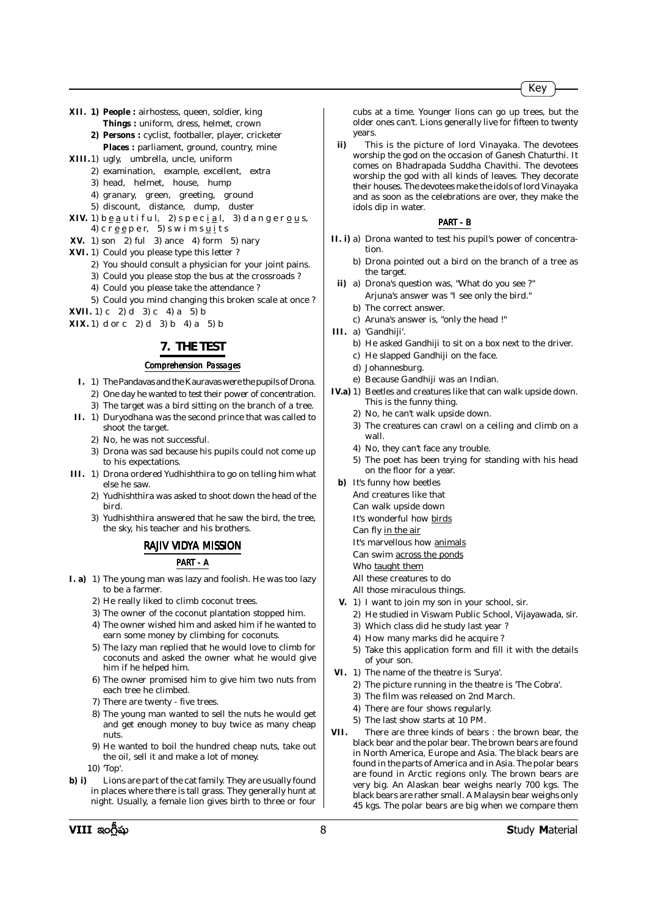**XII. 1) People :** airhostess, queen, soldier, king
**Things :** uniform, dress, helmet, crown
**2) Persons :** cyclist, footballer, player, cricketer
**Places :** parliament, ground, country, mine

**XIII.** 1) ugly, umbrella, uncle, uniform
2) examination, example, excellent, extra
3) head, helmet, house, hump
4) granary, green, greeting, ground
5) discount, distance, dump, duster

**XIV.** 1) b e a u t i f u l, 2) s p e c i a l, 3) d a n g e r o u s, 4) c r e e p e r, 5) s w i m s u i t s

**XV.** 1) son 2) ful 3) ance 4) form 5) nary

**XVI.** 1) Could you please type this letter ?
2) You should consult a physician for your joint pains.
3) Could you please stop the bus at the crossroads ?
4) Could you please take the attendance ?
5) Could you mind changing this broken scale at once ?

**XVII.** 1) c 2) d 3) c 4) a 5) b

**XIX.** 1) d or c 2) d 3) b 4) a 5) b

## 7. THE TEST

### Comprehension Passages

**I.** 1) The Pandavas and the Kauravas were the pupils of Drona.
2) One day he wanted to test their power of concentration.
3) The target was a bird sitting on the branch of a tree.

**II.** 1) Duryodhana was the second prince that was called to shoot the target.
2) No, he was not successful.
3) Drona was sad because his pupils could not come up to his expectations.

**III.** 1) Drona ordered Yudhishthira to go on telling him what else he saw.
2) Yudhishthira was asked to shoot down the head of the bird.
3) Yudhishthira answered that he saw the bird, the tree, the sky, his teacher and his brothers.

### RAJIV VIDYA MISSION

#### PART - A

**I. a)** 1) The young man was lazy and foolish. He was too lazy to be a farmer.
2) He really liked to climb coconut trees.
3) The owner of the coconut plantation stopped him.
4) The owner wished him and asked him if he wanted to earn some money by climbing for coconuts.
5) The lazy man replied that he would love to climb for coconuts and asked the owner what he would give him if he helped him.
6) The owner promised him to give him two nuts from each tree he climbed.
7) There are twenty - five trees.
8) The young man wanted to sell the nuts he would get and get enough money to buy twice as many cheap nuts.
9) He wanted to boil the hundred cheap nuts, take out the oil, sell it and make a lot of money.
10) 'Top'.

**b) i)** Lions are part of the cat family. They are usually found in places where there is tall grass. They generally hunt at night. Usually, a female lion gives birth to three or four cubs at a time. Younger lions can go up trees, but the older ones can't. Lions generally live for fifteen to twenty years.

**ii)** This is the picture of lord Vinayaka. The devotees worship the god on the occasion of Ganesh Chaturthi. It comes on Bhadrapada Suddha Chavithi. The devotees worship the god with all kinds of leaves. They decorate their houses. The devotees make the idols of lord Vinayaka and as soon as the celebrations are over, they make the idols dip in water.

#### PART - B

**II. i)** a) Drona wanted to test his pupil's power of concentration.
b) Drona pointed out a bird on the branch of a tree as the target.

**ii)** a) Drona's question was, "What do you see ?" Arjuna's answer was "I see only the bird."
b) The correct answer.
c) Aruna's answer is, "only the head !"

**III.** a) 'Gandhiji'.
b) He asked Gandhiji to sit on a box next to the driver.
c) He slapped Gandhiji on the face.
d) Johannesburg.
e) Because Gandhiji was an Indian.

**IV.a)** 1) Beetles and creatures like that can walk upside down. This is the funny thing.
2) No, he can't walk upside down.
3) The creatures can crawl on a ceiling and climb on a wall.
4) No, they can't face any trouble.
5) The poet has been trying for standing with his head on the floor for a year.

**b)** It's funny how beetles
And creatures like that
Can walk upside down
It's wonderful how birds
Can fly in the air
It's marvellous how animals
Can swim across the ponds
Who taught them
All these creatures to do
All those miraculous things.

**V.** 1) I want to join my son in your school, sir.
2) He studied in Viswam Public School, Vijayawada, sir.
3) Which class did he study last year ?
4) How many marks did he acquire ?
5) Take this application form and fill it with the details of your son.

**VI.** 1) The name of the theatre is 'Surya'.
2) The picture running in the theatre is 'The Cobra'.
3) The film was released on 2nd March.
4) There are four shows regularly.
5) The last show starts at 10 PM.

**VII.** There are three kinds of bears : the brown bear, the black bear and the polar bear. The brown bears are found in North America, Europe and Asia. The black bears are found in the parts of America and in Asia. The polar bears are found in Arctic regions only. The brown bears are very big. An Alaskan bear weighs nearly 700 kgs. The black bears are rather small. A Malaysin bear weighs only 45 kgs. The polar bears are big when we compare them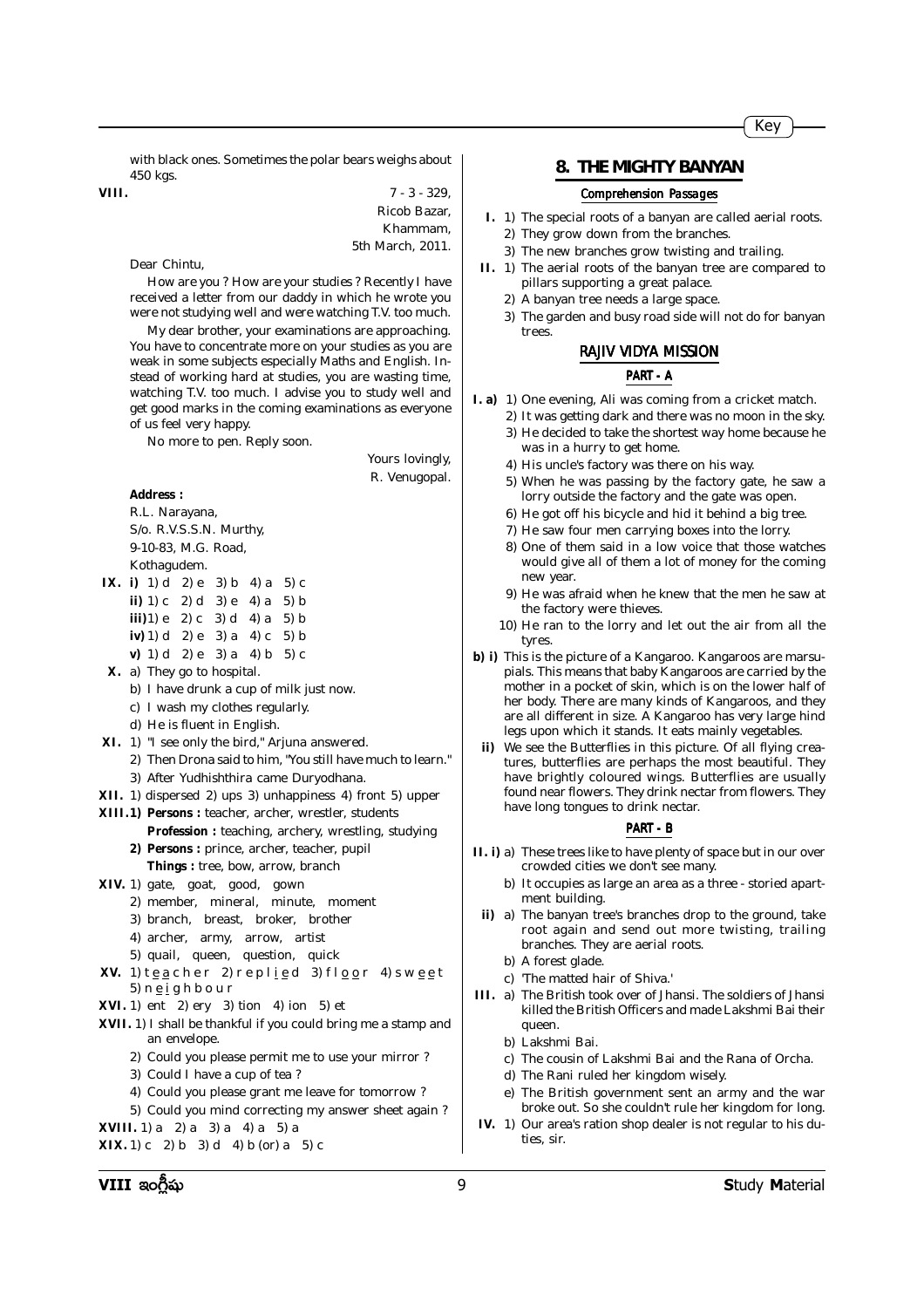with black ones. Sometimes the polar bears weighs about 450 kgs.

**VIII.**

7 - 3 - 329,
Ricob Bazar,
Khammam,
5th March, 2011.

Dear Chintu,

How are you ? How are your studies ? Recently I have received a letter from our daddy in which he wrote you were not studying well and were watching T.V. too much.

My dear brother, your examinations are approaching. You have to concentrate more on your studies as you are weak in some subjects especially Maths and English. Instead of working hard at studies, you are wasting time, watching T.V. too much. I advise you to study well and get good marks in the coming examinations as everyone of us feel very happy.

No more to pen. Reply soon.

Yours lovingly,
R. Venugopal.

**Address :**

R.L. Narayana,
S/o. R.V.S.S.N. Murthy,
9-10-83, M.G. Road,
Kothagudem.

**IX. i)** 1) d 2) e 3) b 4) a 5) c
**ii)** 1) c 2) d 3) e 4) a 5) b
**iii)** 1) e 2) c 3) d 4) a 5) b
**iv)** 1) d 2) e 3) a 4) c 5) b
**v)** 1) d 2) e 3) a 4) b 5) c

**X.** a) They go to hospital.
b) I have drunk a cup of milk just now.
c) I wash my clothes regularly.
d) He is fluent in English.

**XI.** 1) "I see only the bird," Arjuna answered.
2) Then Drona said to him, "You still have much to learn."
3) After Yudhishthira came Duryodhana.

**XII.** 1) dispersed 2) ups 3) unhappiness 4) front 5) upper

**XIII. 1) Persons :** teacher, archer, wrestler, students
**Profession :** teaching, archery, wrestling, studying
**2) Persons :** prince, archer, teacher, pupil
**Things :** tree, bow, arrow, branch

**XIV.** 1) gate, goat, good, gown
2) member, mineral, minute, moment
3) branch, breast, broker, brother
4) archer, army, arrow, artist
5) quail, queen, question, quick

**XV.** 1) t e a c h e r 2) r e p l i e d 3) f l o o r 4) s w e e t 5) n e i g h b o u r

**XVI.** 1) ent 2) ery 3) tion 4) ion 5) et

**XVII.** 1) I shall be thankful if you could bring me a stamp and an envelope.
2) Could you please permit me to use your mirror ?
3) Could I have a cup of tea ?
4) Could you please grant me leave for tomorrow ?
5) Could you mind correcting my answer sheet again ?

**XVIII.** 1) a 2) a 3) a 4) a 5) a

**XIX.** 1) c 2) b 3) d 4) b (or) a 5) c

## 8. THE MIGHTY BANYAN

### Comprehension Passages

**I.** 1) The special roots of a banyan are called aerial roots.
2) They grow down from the branches.
3) The new branches grow twisting and trailing.

**II.** 1) The aerial roots of the banyan tree are compared to pillars supporting a great palace.
2) A banyan tree needs a large space.
3) The garden and busy road side will not do for banyan trees.

### RAJIV VIDYA MISSION

#### PART - A

**I. a)** 1) One evening, Ali was coming from a cricket match.
2) It was getting dark and there was no moon in the sky.
3) He decided to take the shortest way home because he was in a hurry to get home.
4) His uncle's factory was there on his way.
5) When he was passing by the factory gate, he saw a lorry outside the factory and the gate was open.
6) He got off his bicycle and hid it behind a big tree.
7) He saw four men carrying boxes into the lorry.
8) One of them said in a low voice that those watches would give all of them a lot of money for the coming new year.
9) He was afraid when he knew that the men he saw at the factory were thieves.
10) He ran to the lorry and let out the air from all the tyres.

**b) i)** This is the picture of a Kangaroo. Kangaroos are marsupials. This means that baby Kangaroos are carried by the mother in a pocket of skin, which is on the lower half of her body. There are many kinds of Kangaroos, and they are all different in size. A Kangaroo has very large hind legs upon which it stands. It eats mainly vegetables.

**ii)** We see the Butterflies in this picture. Of all flying creatures, butterflies are perhaps the most beautiful. They have brightly coloured wings. Butterflies are usually found near flowers. They drink nectar from flowers. They have long tongues to drink nectar.

#### PART - B

**II. i)** a) These trees like to have plenty of space but in our over crowded cities we don't see many.
b) It occupies as large an area as a three - storied apartment building.

**ii)** a) The banyan tree's branches drop to the ground, take root again and send out more twisting, trailing branches. They are aerial roots.
b) A forest glade.
c) 'The matted hair of Shiva.'

**III.** a) The British took over of Jhansi. The soldiers of Jhansi killed the British Officers and made Lakshmi Bai their queen.
b) Lakshmi Bai.
c) The cousin of Lakshmi Bai and the Rana of Orcha.
d) The Rani ruled her kingdom wisely.
e) The British government sent an army and the war broke out. So she couldn't rule her kingdom for long.

**IV.** 1) Our area's ration shop dealer is not regular to his duties, sir.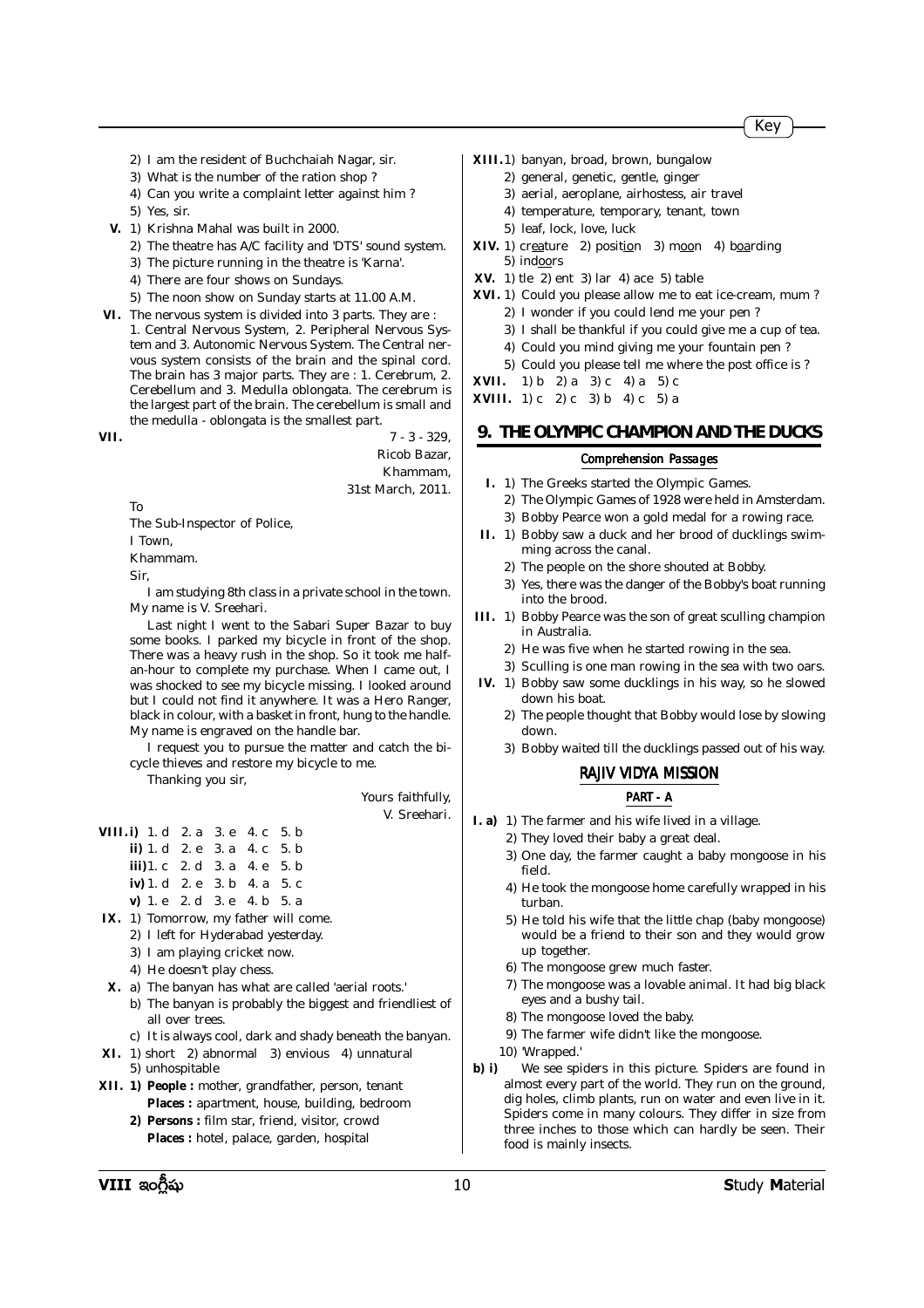2) I am the resident of Buchchaiah Nagar, sir.
3) What is the number of the ration shop ?
4) Can you write a complaint letter against him ?
5) Yes, sir.

**V.** 1) Krishna Mahal was built in 2000.
2) The theatre has A/C facility and 'DTS' sound system.
3) The picture running in the theatre is 'Karna'.
4) There are four shows on Sundays.
5) The noon show on Sunday starts at 11.00 A.M.

**VI.** The nervous system is divided into 3 parts. They are : 1. Central Nervous System, 2. Peripheral Nervous System and 3. Autonomic Nervous System. The Central nervous system consists of the brain and the spinal cord. The brain has 3 major parts. They are : 1. Cerebrum, 2. Cerebellum and 3. Medulla oblongata. The cerebrum is the largest part of the brain. The cerebellum is small and the medulla - oblongata is the smallest part.

**VII.**

7 - 3 - 329,
Ricob Bazar,
Khammam,
31st March, 2011.

To
The Sub-Inspector of Police,
I Town,
Khammam.

Sir,

I am studying 8th class in a private school in the town. My name is V. Sreehari.

Last night I went to the Sabari Super Bazar to buy some books. I parked my bicycle in front of the shop. There was a heavy rush in the shop. So it took me half-an-hour to complete my purchase. When I came out, I was shocked to see my bicycle missing. I looked around but I could not find it anywhere. It was a Hero Ranger, black in colour, with a basket in front, hung to the handle. My name is engraved on the handle bar.

I request you to pursue the matter and catch the bicycle thieves and restore my bicycle to me.

Thanking you sir,

Yours faithfully,
V. Sreehari.

**VIII. i)** 1. d 2. a 3. e 4. c 5. b
**ii)** 1. d 2. e 3. a 4. c 5. b
**iii)** 1. c 2. d 3. a 4. e 5. b
**iv)** 1. d 2. e 3. b 4. a 5. c
**v)** 1. e 2. d 3. e 4. b 5. a

**IX.** 1) Tomorrow, my father will come.
2) I left for Hyderabad yesterday.
3) I am playing cricket now.
4) He doesn't play chess.

**X.** a) The banyan has what are called 'aerial roots.'
b) The banyan is probably the biggest and friendliest of all over trees.
c) It is always cool, dark and shady beneath the banyan.

**XI.** 1) short 2) abnormal 3) envious 4) unnatural 5) unhospitable

**XII. 1) People :** mother, grandfather, person, tenant
**Places :** apartment, house, building, bedroom
**2) Persons :** film star, friend, visitor, crowd
**Places :** hotel, palace, garden, hospital

**XIII.** 1) banyan, broad, brown, bungalow
2) general, genetic, gentle, ginger
3) aerial, aeroplane, airhostess, air travel
4) temperature, temporary, tenant, town
5) leaf, lock, love, luck

**XIV.** 1) cr<u>ea</u>ture 2) positi<u>o</u>n 3) m<u>oo</u>n 4) b<u>oa</u>rding 5) ind<u>oo</u>rs

**XV.** 1) tle 2) ent 3) lar 4) ace 5) table

**XVI.** 1) Could you please allow me to eat ice-cream, mum ?
2) I wonder if you could lend me your pen ?
3) I shall be thankful if you could give me a cup of tea.
4) Could you mind giving me your fountain pen ?
5) Could you please tell me where the post office is ?

**XVII.** 1) b 2) a 3) c 4) a 5) c

**XVIII.** 1) c 2) c 3) b 4) c 5) a

## 9. THE OLYMPIC CHAMPION AND THE DUCKS

### Comprehension Passages

**I.** 1) The Greeks started the Olympic Games.
2) The Olympic Games of 1928 were held in Amsterdam.
3) Bobby Pearce won a gold medal for a rowing race.

**II.** 1) Bobby saw a duck and her brood of ducklings swimming across the canal.
2) The people on the shore shouted at Bobby.
3) Yes, there was the danger of the Bobby's boat running into the brood.

**III.** 1) Bobby Pearce was the son of great sculling champion in Australia.
2) He was five when he started rowing in the sea.
3) Sculling is one man rowing in the sea with two oars.

**IV.** 1) Bobby saw some ducklings in his way, so he slowed down his boat.
2) The people thought that Bobby would lose by slowing down.
3) Bobby waited till the ducklings passed out of his way.

### RAJIV VIDYA MISSION

#### PART - A

**I. a)** 1) The farmer and his wife lived in a village.
2) They loved their baby a great deal.
3) One day, the farmer caught a baby mongoose in his field.
4) He took the mongoose home carefully wrapped in his turban.
5) He told his wife that the little chap (baby mongoose) would be a friend to their son and they would grow up together.
6) The mongoose grew much faster.
7) The mongoose was a lovable animal. It had big black eyes and a bushy tail.
8) The mongoose loved the baby.
9) The farmer wife didn't like the mongoose.
10) 'Wrapped.'

**b) i)** We see spiders in this picture. Spiders are found in almost every part of the world. They run on the ground, dig holes, climb plants, run on water and even live in it. Spiders come in many colours. They differ in size from three inches to those which can hardly be seen. Their food is mainly insects.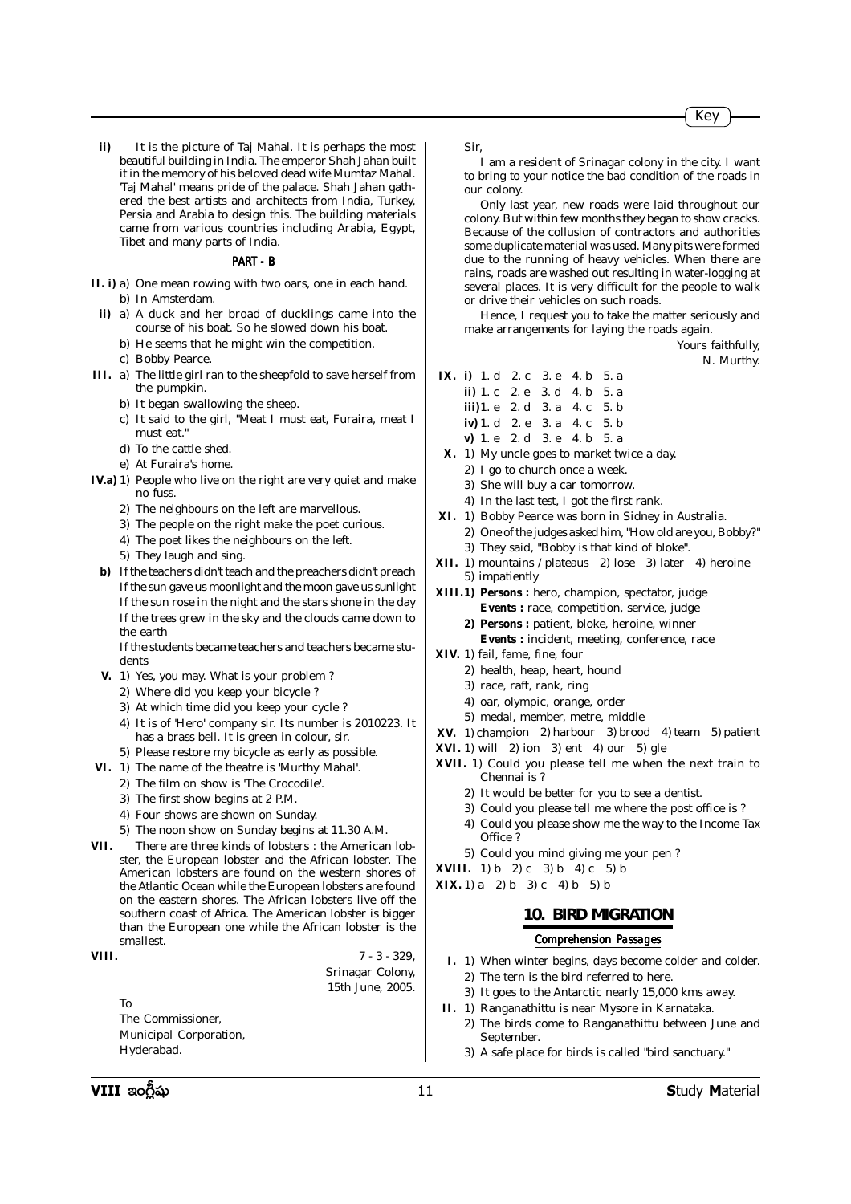**ii)** It is the picture of Taj Mahal. It is perhaps the most beautiful building in India. The emperor Shah Jahan built it in the memory of his beloved dead wife Mumtaz Mahal. 'Taj Mahal' means pride of the palace. Shah Jahan gathered the best artists and architects from India, Turkey, Persia and Arabia to design this. The building materials came from various countries including Arabia, Egypt, Tibet and many parts of India.

## PART - B

**II. i)** a) One mean rowing with two oars, one in each hand.
b) In Amsterdam.

**ii)** a) A duck and her broad of ducklings came into the course of his boat. So he slowed down his boat.
b) He seems that he might win the competition.
c) Bobby Pearce.

**III.** a) The little girl ran to the sheepfold to save herself from the pumpkin.
b) It began swallowing the sheep.
c) It said to the girl, "Meat I must eat, Furaira, meat I must eat."
d) To the cattle shed.
e) At Furaira's home.

**IV.a)** 1) People who live on the right are very quiet and make no fuss.
2) The neighbours on the left are marvellous.
3) The people on the right make the poet curious.
4) The poet likes the neighbours on the left.
5) They laugh and sing.

**b)** If the teachers didn't teach and the preachers didn't preach
If the sun gave us moonlight and the moon gave us sunlight
If the sun rose in the night and the stars shone in the day
If the trees grew in the sky and the clouds came down to the earth
If the students became teachers and teachers became students

**V.** 1) Yes, you may. What is your problem ?
2) Where did you keep your bicycle ?
3) At which time did you keep your cycle ?
4) It is of 'Hero' company sir. Its number is 2010223. It has a brass bell. It is green in colour, sir.
5) Please restore my bicycle as early as possible.

**VI.** 1) The name of the theatre is 'Murthy Mahal'.
2) The film on show is 'The Crocodile'.
3) The first show begins at 2 P.M.
4) Four shows are shown on Sunday.
5) The noon show on Sunday begins at 11.30 A.M.

**VII.** There are three kinds of lobsters : the American lobster, the European lobster and the African lobster. The American lobsters are found on the western shores of the Atlantic Ocean while the European lobsters are found on the eastern shores. The African lobsters live off the southern coast of Africa. The American lobster is bigger than the European one while the African lobster is the smallest.

**VIII.**

7 - 3 - 329,
Srinagar Colony,
15th June, 2005.

To
The Commissioner,
Municipal Corporation,
Hyderabad.

Sir,

I am a resident of Srinagar colony in the city. I want to bring to your notice the bad condition of the roads in our colony.

Only last year, new roads were laid throughout our colony. But within few months they began to show cracks. Because of the collusion of contractors and authorities some duplicate material was used. Many pits were formed due to the running of heavy vehicles. When there are rains, roads are washed out resulting in water-logging at several places. It is very difficult for the people to walk or drive their vehicles on such roads.

Hence, I request you to take the matter seriously and make arrangements for laying the roads again.

Yours faithfully,
N. Murthy.

**IX. i)** 1. d 2. c 3. e 4. b 5. a
**ii)** 1. c 2. e 3. d 4. b 5. a
**iii)** 1. e 2. d 3. a 4. c 5. b
**iv)** 1. d 2. e 3. a 4. c 5. b
**v)** 1. e 2. d 3. e 4. b 5. a

**X.** 1) My uncle goes to market twice a day.
2) I go to church once a week.
3) She will buy a car tomorrow.
4) In the last test, I got the first rank.

**XI.** 1) Bobby Pearce was born in Sidney in Australia.
2) One of the judges asked him, "How old are you, Bobby?"
3) They said, "Bobby is that kind of bloke".

**XII.** 1) mountains / plateaus 2) lose 3) later 4) heroine 5) impatiently

**XIII.1) Persons :** hero, champion, spectator, judge
**Events :** race, competition, service, judge
**2) Persons :** patient, bloke, heroine, winner
**Events :** incident, meeting, conference, race

**XIV.** 1) fail, fame, fine, four
2) health, heap, heart, hound
3) race, raft, rank, ring
4) oar, olympic, orange, order
5) medal, member, metre, middle

**XV.** 1) champion 2) harbour 3) brood 4) team 5) patient

**XVI.** 1) will 2) ion 3) ent 4) our 5) gle

**XVII.** 1) Could you please tell me when the next train to Chennai is ?
2) It would be better for you to see a dentist.
3) Could you please tell me where the post office is ?
4) Could you please show me the way to the Income Tax Office ?
5) Could you mind giving me your pen ?

**XVIII.** 1) b 2) c 3) b 4) c 5) b

**XIX.** 1) a 2) b 3) c 4) b 5) b

## 10. BIRD MIGRATION

### Comprehension Passages

**I.** 1) When winter begins, days become colder and colder.
2) The tern is the bird referred to here.
3) It goes to the Antarctic nearly 15,000 kms away.

**II.** 1) Ranganathittu is near Mysore in Karnataka.
2) The birds come to Ranganathittu between June and September.
3) A safe place for birds is called "bird sanctuary."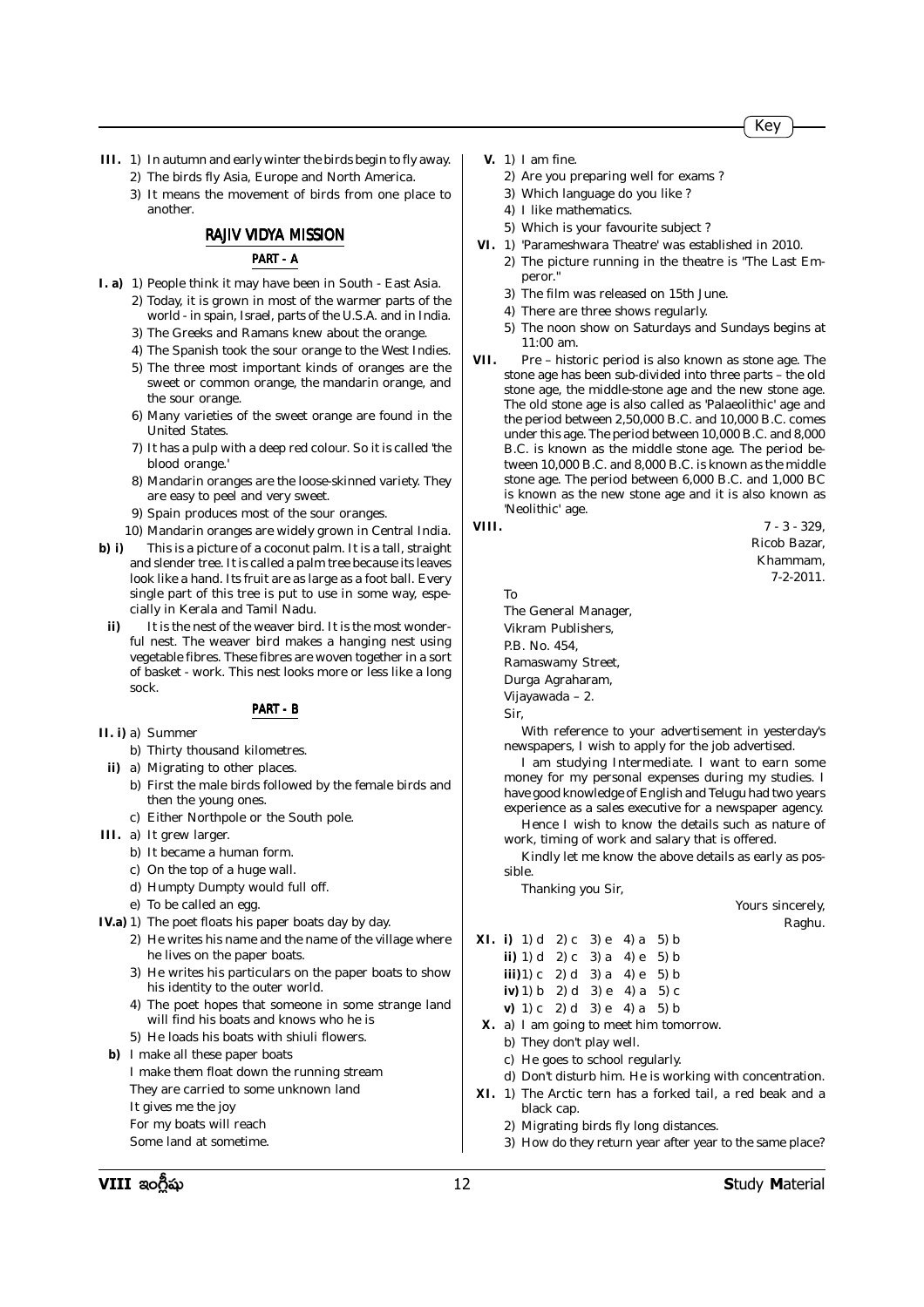**III.** 1) In autumn and early winter the birds begin to fly away.
2) The birds fly Asia, Europe and North America.
3) It means the movement of birds from one place to another.

## RAJIV VIDYA MISSION

### PART - A

**I. a)** 1) People think it may have been in South - East Asia.
2) Today, it is grown in most of the warmer parts of the world - in spain, Israel, parts of the U.S.A. and in India.
3) The Greeks and Ramans knew about the orange.
4) The Spanish took the sour orange to the West Indies.
5) The three most important kinds of oranges are the sweet or common orange, the mandarin orange, and the sour orange.
6) Many varieties of the sweet orange are found in the United States.
7) It has a pulp with a deep red colour. So it is called 'the blood orange.'
8) Mandarin oranges are the loose-skinned variety. They are easy to peel and very sweet.
9) Spain produces most of the sour oranges.
10) Mandarin oranges are widely grown in Central India.

**b) i)** This is a picture of a coconut palm. It is a tall, straight and slender tree. It is called a palm tree because its leaves look like a hand. Its fruit are as large as a foot ball. Every single part of this tree is put to use in some way, especially in Kerala and Tamil Nadu.

**ii)** It is the nest of the weaver bird. It is the most wonderful nest. The weaver bird makes a hanging nest using vegetable fibres. These fibres are woven together in a sort of basket - work. This nest looks more or less like a long sock.

### PART - B

**II. i)** a) Summer
b) Thirty thousand kilometres.

**ii)** a) Migrating to other places.
b) First the male birds followed by the female birds and then the young ones.
c) Either Northpole or the South pole.

**III.** a) It grew larger.
b) It became a human form.
c) On the top of a huge wall.
d) Humpty Dumpty would full off.
e) To be called an egg.

**IV.a)** 1) The poet floats his paper boats day by day.
2) He writes his name and the name of the village where he lives on the paper boats.
3) He writes his particulars on the paper boats to show his identity to the outer world.
4) The poet hopes that someone in some strange land will find his boats and knows who he is
5) He loads his boats with shiuli flowers.

**b)** I make all these paper boats
I make them float down the running stream
They are carried to some unknown land
It gives me the joy
For my boats will reach
Some land at sometime.

**V.** 1) I am fine.
2) Are you preparing well for exams ?
3) Which language do you like ?
4) I like mathematics.
5) Which is your favourite subject ?

**VI.** 1) 'Parameshwara Theatre' was established in 2010.
2) The picture running in the theatre is "The Last Emperor."
3) The film was released on 15th June.
4) There are three shows regularly.
5) The noon show on Saturdays and Sundays begins at 11:00 am.

**VII.** Pre – historic period is also known as stone age. The stone age has been sub-divided into three parts – the old stone age, the middle-stone age and the new stone age. The old stone age is also called as 'Palaeolithic' age and the period between 2,50,000 B.C. and 10,000 B.C. comes under this age. The period between 10,000 B.C. and 8,000 B.C. is known as the middle stone age. The period between 10,000 B.C. and 8,000 B.C. is known as the middle stone age. The period between 6,000 B.C. and 1,000 BC is known as the new stone age and it is also known as 'Neolithic' age.

**VIII.**

7 - 3 - 329,
Ricob Bazar,
Khammam,
7-2-2011.

To
The General Manager,
Vikram Publishers,
P.B. No. 454,
Ramaswamy Street,
Durga Agraharam,
Vijayawada – 2.

Sir,

With reference to your advertisement in yesterday's newspapers, I wish to apply for the job advertised.

I am studying Intermediate. I want to earn some money for my personal expenses during my studies. I have good knowledge of English and Telugu had two years experience as a sales executive for a newspaper agency.

Hence I wish to know the details such as nature of work, timing of work and salary that is offered.

Kindly let me know the above details as early as possible.

Thanking you Sir,

Yours sincerely,
Raghu.

**XI. i)** 1) d 2) c 3) e 4) a 5) b
**ii)** 1) d 2) c 3) a 4) e 5) b
**iii)** 1) c 2) d 3) a 4) e 5) b
**iv)** 1) b 2) d 3) e 4) a 5) c
**v)** 1) c 2) d 3) e 4) a 5) b

**X.** a) I am going to meet him tomorrow.
b) They don't play well.
c) He goes to school regularly.
d) Don't disturb him. He is working with concentration.

**XI.** 1) The Arctic tern has a forked tail, a red beak and a black cap.
2) Migrating birds fly long distances.
3) How do they return year after year to the same place?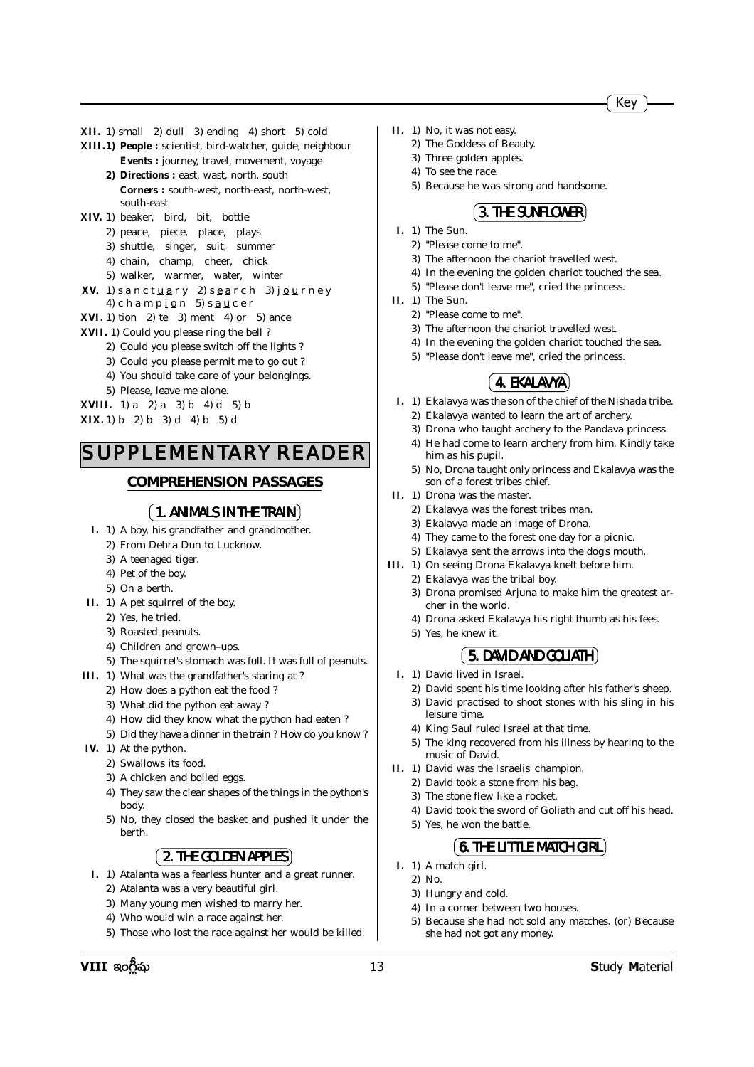**XII.** 1) small 2) dull 3) ending 4) short 5) cold

**XIII.1) People :** scientist, bird-watcher, guide, neighbour
**Events :** journey, travel, movement, voyage
**2) Directions :** east, wast, north, south
**Corners :** south-west, north-east, north-west, south-east

**XIV.** 1) beaker, bird, bit, bottle
2) peace, piece, place, plays
3) shuttle, singer, suit, summer
4) chain, champ, cheer, chick
5) walker, warmer, water, winter

**XV.** 1) s a n c t u a r y 2) s e a r c h 3) j o u r n e y
4) c h a m p i o n 5) s a u c e r

**XVI.** 1) tion 2) te 3) ment 4) or 5) ance

**XVII.** 1) Could you please ring the bell ?
2) Could you please switch off the lights ?
3) Could you please permit me to go out ?
4) You should take care of your belongings.
5) Please, leave me alone.

**XVIII.** 1) a 2) a 3) b 4) d 5) b

**XIX.** 1) b 2) b 3) d 4) b 5) d

# SUPPLEMENTARY READER

## COMPREHENSION PASSAGES

### 1. ANIMALS IN THE TRAIN

**I.** 1) A boy, his grandfather and grandmother.
2) From Dehra Dun to Lucknow.
3) A teenaged tiger.
4) Pet of the boy.
5) On a berth.

**II.** 1) A pet squirrel of the boy.
2) Yes, he tried.
3) Roasted peanuts.
4) Children and grown–ups.
5) The squirrel's stomach was full. It was full of peanuts.

**III.** 1) What was the grandfather's staring at ?
2) How does a python eat the food ?
3) What did the python eat away ?
4) How did they know what the python had eaten ?
5) Did they have a dinner in the train ? How do you know ?

**IV.** 1) At the python.
2) Swallows its food.
3) A chicken and boiled eggs.
4) They saw the clear shapes of the things in the python's body.
5) No, they closed the basket and pushed it under the berth.

### 2. THE GOLDEN APPLES

**I.** 1) Atalanta was a fearless hunter and a great runner.
2) Atalanta was a very beautiful girl.
3) Many young men wished to marry her.
4) Who would win a race against her.
5) Those who lost the race against her would be killed.

**II.** 1) No, it was not easy.
2) The Goddess of Beauty.
3) Three golden apples.
4) To see the race.
5) Because he was strong and handsome.

### 3. THE SUNFLOWER

**I.** 1) The Sun.
2) "Please come to me".
3) The afternoon the chariot travelled west.
4) In the evening the golden chariot touched the sea.
5) "Please don't leave me", cried the princess.

**II.** 1) The Sun.
2) "Please come to me".
3) The afternoon the chariot travelled west.
4) In the evening the golden chariot touched the sea.
5) "Please don't leave me", cried the princess.

### 4. EKALAVYA

**I.** 1) Ekalavya was the son of the chief of the Nishada tribe.
2) Ekalavya wanted to learn the art of archery.
3) Drona who taught archery to the Pandava princess.
4) He had come to learn archery from him. Kindly take him as his pupil.
5) No, Drona taught only princess and Ekalavya was the son of a forest tribes chief.

**II.** 1) Drona was the master.
2) Ekalavya was the forest tribes man.
3) Ekalavya made an image of Drona.
4) They came to the forest one day for a picnic.
5) Ekalavya sent the arrows into the dog's mouth.

**III.** 1) On seeing Drona Ekalavya knelt before him.
2) Ekalavya was the tribal boy.
3) Drona promised Arjuna to make him the greatest archer in the world.
4) Drona asked Ekalavya his right thumb as his fees.
5) Yes, he knew it.

### 5. DAVID AND GOLIATH

**I.** 1) David lived in Israel.
2) David spent his time looking after his father's sheep.
3) David practised to shoot stones with his sling in his leisure time.
4) King Saul ruled Israel at that time.
5) The king recovered from his illness by hearing to the music of David.

**II.** 1) David was the Israelis' champion.
2) David took a stone from his bag.
3) The stone flew like a rocket.
4) David took the sword of Goliath and cut off his head.
5) Yes, he won the battle.

### 6. THE LITTLE MATCH GIRL

**I.** 1) A match girl.
2) No.
3) Hungry and cold.
4) In a corner between two houses.
5) Because she had not sold any matches. (or) Because she had not got any money.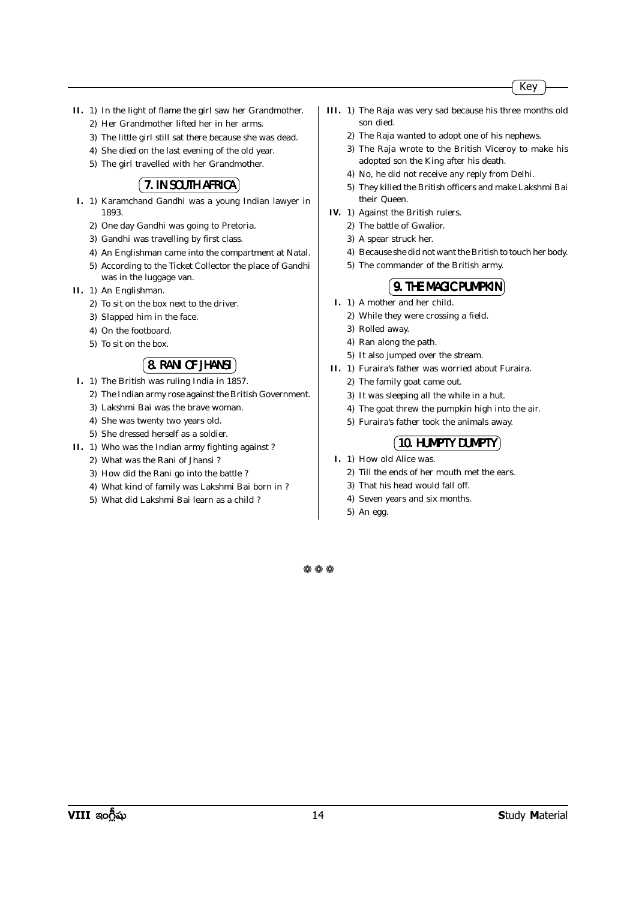**II.** 1) In the light of flame the girl saw her Grandmother.
2) Her Grandmother lifted her in her arms.
3) The little girl still sat there because she was dead.
4) She died on the last evening of the old year.
5) The girl travelled with her Grandmother.

## 7. IN SOUTH AFRICA

**I.** 1) Karamchand Gandhi was a young Indian lawyer in 1893.
2) One day Gandhi was going to Pretoria.
3) Gandhi was travelling by first class.
4) An Englishman came into the compartment at Natal.
5) According to the Ticket Collector the place of Gandhi was in the luggage van.

**II.** 1) An Englishman.
2) To sit on the box next to the driver.
3) Slapped him in the face.
4) On the footboard.
5) To sit on the box.

## 8. RANI OF JHANSI

**I.** 1) The British was ruling India in 1857.
2) The Indian army rose against the British Government.
3) Lakshmi Bai was the brave woman.
4) She was twenty two years old.
5) She dressed herself as a soldier.

**II.** 1) Who was the Indian army fighting against ?
2) What was the Rani of Jhansi ?
3) How did the Rani go into the battle ?
4) What kind of family was Lakshmi Bai born in ?
5) What did Lakshmi Bai learn as a child ?

**III.** 1) The Raja was very sad because his three months old son died.
2) The Raja wanted to adopt one of his nephews.
3) The Raja wrote to the British Viceroy to make his adopted son the King after his death.
4) No, he did not receive any reply from Delhi.
5) They killed the British officers and make Lakshmi Bai their Queen.

**IV.** 1) Against the British rulers.
2) The battle of Gwalior.
3) A spear struck her.
4) Because she did not want the British to touch her body.
5) The commander of the British army.

## 9. THE MAGIC PUMPKIN

**I.** 1) A mother and her child.
2) While they were crossing a field.
3) Rolled away.
4) Ran along the path.
5) It also jumped over the stream.

**II.** 1) Furaira's father was worried about Furaira.
2) The family goat came out.
3) It was sleeping all the while in a hut.
4) The goat threw the pumpkin high into the air.
5) Furaira's father took the animals away.

## 10. HUMPTY DUMPTY

**I.** 1) How old Alice was.
2) Till the ends of her mouth met the ears.
3) That his head would fall off.
4) Seven years and six months.
5) An egg.

❁ ❁ ❁